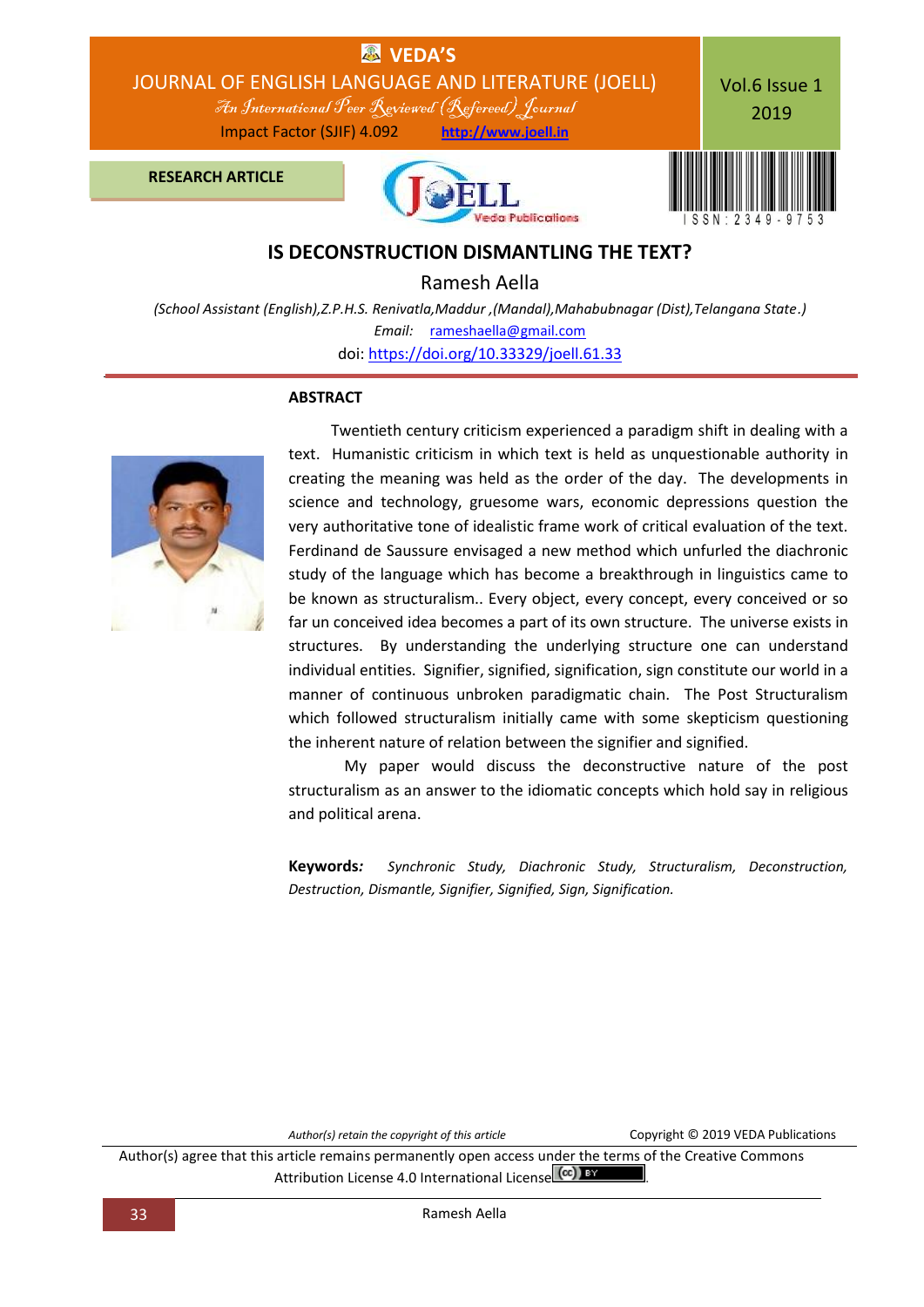RESEARCH ARTICLE

# IS DECONSTRUCTION DISMANTLING THE TEXT?

**Ramesh Aella**

*(School Assistant (English),Z.P.H.S. Renivatla,Maddur ,(Mandal),Mahabubnagar (Dist),Telangana State.)*

*Email:* rameshaella@gmail.com

doi: https://doi.org/10.33329/joell.61.33

## ABSTRACT

Twentieth century criticism experienced a paradigm shift in dealing with a text. Humanistic criticism in which text is held as unquestionable authority in creating the meaning was held as the order of the day. The developments in science and technology, gruesome wars, economic depressions question the very authoritative tone of idealistic frame work of critical evaluation of the text. Ferdinand de Saussure envisaged a new method which unfurled the diachronic study of the language which has become a breakthrough in linguistics came to be known as structuralism.. Every object, every concept, every conceived or so far un conceived idea becomes a part of its own structure. The universe exists in structures. By understanding the underlying structure one can understand individual entities. Signifier, signified, signification, sign constitute our world in a manner of continuous unbroken paradigmatic chain. The Post Structuralism which followed structuralism initially came with some skepticism questioning the inherent nature of relation between the signifier and signified.

My paper would discuss the deconstructive nature of the post structuralism as an answer to the idiomatic concepts which hold say in religious and political arena.

**Keywords***:* *Synchronic Study, Diachronic Study, Structuralism, Deconstruction, Destruction, Dismantle, Signifier, Signified, Sign, Signification.*

*Author(s) retain the copyright of this article* Copyright © 2019 VEDA Publications

Author(s) agree that this article remains permanently open access under the terms of the Creative Commons Attribution License 4.0 International License.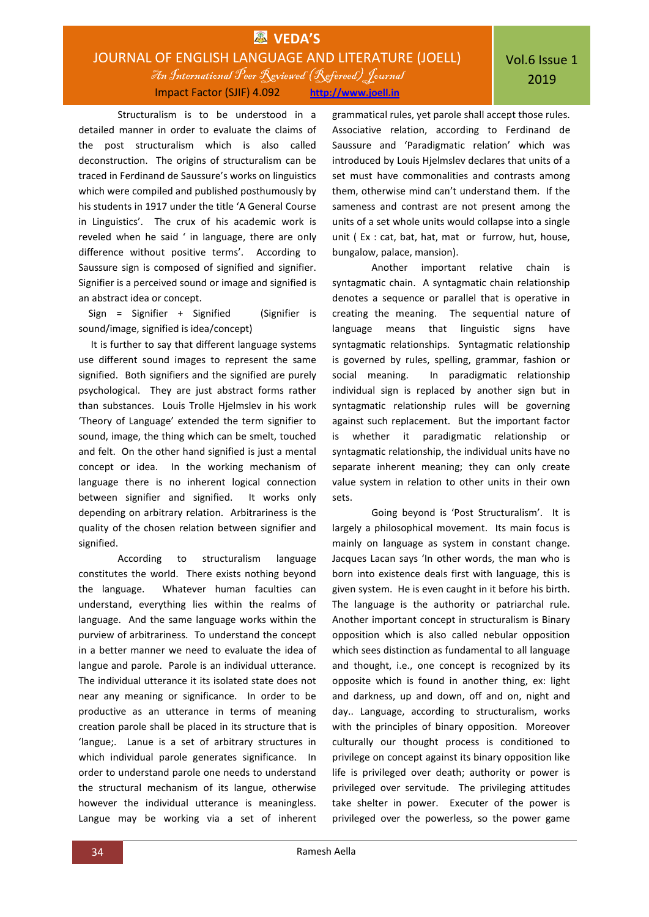Structuralism is to be understood in a detailed manner in order to evaluate the claims of the post structuralism which is also called deconstruction. The origins of structuralism can be traced in Ferdinand de Saussure's works on linguistics which were compiled and published posthumously by his students in 1917 under the title 'A General Course in Linguistics'. The crux of his academic work is reveled when he said ' in language, there are only difference without positive terms'. According to Saussure sign is composed of signified and signifier. Signifier is a perceived sound or image and signified is an abstract idea or concept.

Sign = Signifier + Signified (Signifier is sound/image, signified is idea/concept)

It is further to say that different language systems use different sound images to represent the same signified. Both signifiers and the signified are purely psychological. They are just abstract forms rather than substances. Louis Trolle Hjelmslev in his work 'Theory of Language' extended the term signifier to sound, image, the thing which can be smelt, touched and felt. On the other hand signified is just a mental concept or idea. In the working mechanism of language there is no inherent logical connection between signifier and signified. It works only depending on arbitrary relation. Arbitrariness is the quality of the chosen relation between signifier and signified.

According to structuralism language constitutes the world. There exists nothing beyond the language. Whatever human faculties can understand, everything lies within the realms of language. And the same language works within the purview of arbitrariness. To understand the concept in a better manner we need to evaluate the idea of langue and parole. Parole is an individual utterance. The individual utterance it its isolated state does not near any meaning or significance. In order to be productive as an utterance in terms of meaning creation parole shall be placed in its structure that is 'langue;. Lanue is a set of arbitrary structures in which individual parole generates significance. In order to understand parole one needs to understand the structural mechanism of its langue, otherwise however the individual utterance is meaningless. Langue may be working via a set of inherent grammatical rules, yet parole shall accept those rules. Associative relation, according to Ferdinand de Saussure and 'Paradigmatic relation' which was introduced by Louis Hjelmslev declares that units of a set must have commonalities and contrasts among them, otherwise mind can't understand them. If the sameness and contrast are not present among the units of a set whole units would collapse into a single unit ( Ex : cat, bat, hat, mat or furrow, hut, house, bungalow, palace, mansion).

Another important relative chain is syntagmatic chain. A syntagmatic chain relationship denotes a sequence or parallel that is operative in creating the meaning. The sequential nature of language means that linguistic signs have syntagmatic relationships. Syntagmatic relationship is governed by rules, spelling, grammar, fashion or social meaning. In paradigmatic relationship individual sign is replaced by another sign but in syntagmatic relationship rules will be governing against such replacement. But the important factor is whether it paradigmatic relationship or syntagmatic relationship, the individual units have no separate inherent meaning; they can only create value system in relation to other units in their own sets.

Going beyond is 'Post Structuralism'. It is largely a philosophical movement. Its main focus is mainly on language as system in constant change. Jacques Lacan says 'In other words, the man who is born into existence deals first with language, this is given system. He is even caught in it before his birth. The language is the authority or patriarchal rule. Another important concept in structuralism is Binary opposition which is also called nebular opposition which sees distinction as fundamental to all language and thought, i.e., one concept is recognized by its opposite which is found in another thing, ex: light and darkness, up and down, off and on, night and day.. Language, according to structuralism, works with the principles of binary opposition. Moreover culturally our thought process is conditioned to privilege on concept against its binary opposition like life is privileged over death; authority or power is privileged over servitude. The privileging attitudes take shelter in power. Executer of the power is privileged over the powerless, so the power game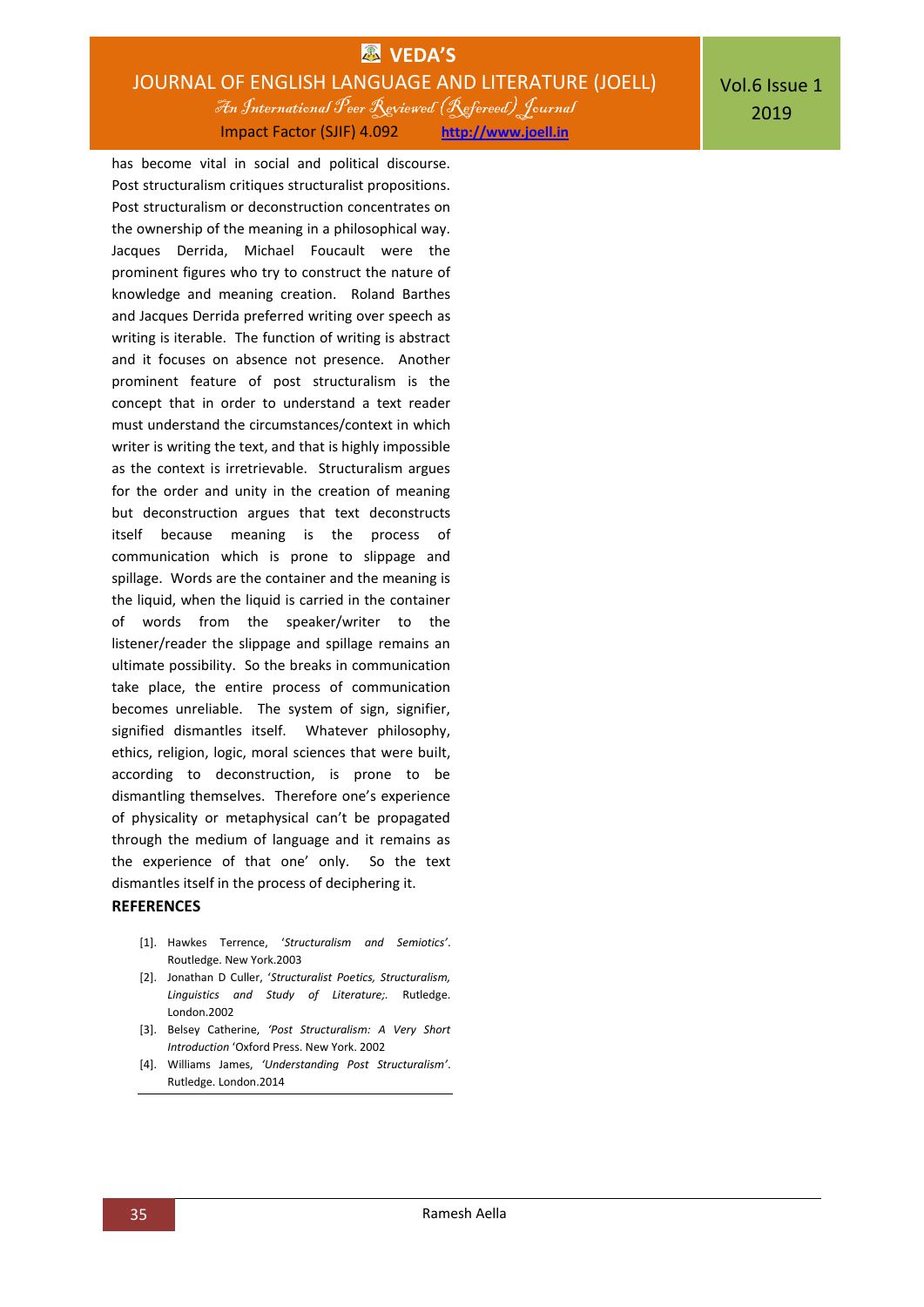has become vital in social and political discourse. Post structuralism critiques structuralist propositions. Post structuralism or deconstruction concentrates on the ownership of the meaning in a philosophical way. Jacques Derrida, Michael Foucault were the prominent figures who try to construct the nature of knowledge and meaning creation. Roland Barthes and Jacques Derrida preferred writing over speech as writing is iterable. The function of writing is abstract and it focuses on absence not presence. Another prominent feature of post structuralism is the concept that in order to understand a text reader must understand the circumstances/context in which writer is writing the text, and that is highly impossible as the context is irretrievable. Structuralism argues for the order and unity in the creation of meaning but deconstruction argues that text deconstructs itself because meaning is the process of communication which is prone to slippage and spillage. Words are the container and the meaning is the liquid, when the liquid is carried in the container of words from the speaker/writer to the listener/reader the slippage and spillage remains an ultimate possibility. So the breaks in communication take place, the entire process of communication becomes unreliable. The system of sign, signifier, signified dismantles itself. Whatever philosophy, ethics, religion, logic, moral sciences that were built, according to deconstruction, is prone to be dismantling themselves. Therefore one's experience of physicality or metaphysical can't be propagated through the medium of language and it remains as the experience of that one' only. So the text dismantles itself in the process of deciphering it.

## REFERENCES

[1]. Hawkes Terrence, '*Structuralism and Semiotics*'. Routledge. New York.2003

[2]. Jonathan D Culler, '*Structuralist Poetics, Structuralism, Linguistics and Study of Literature;*. Rutledge. London.2002

[3]. Belsey Catherine, *'Post Structuralism: A Very Short Introduction* 'Oxford Press. New York. 2002

[4]. Williams James, *'Understanding Post Structuralism'*. Rutledge. London.2014